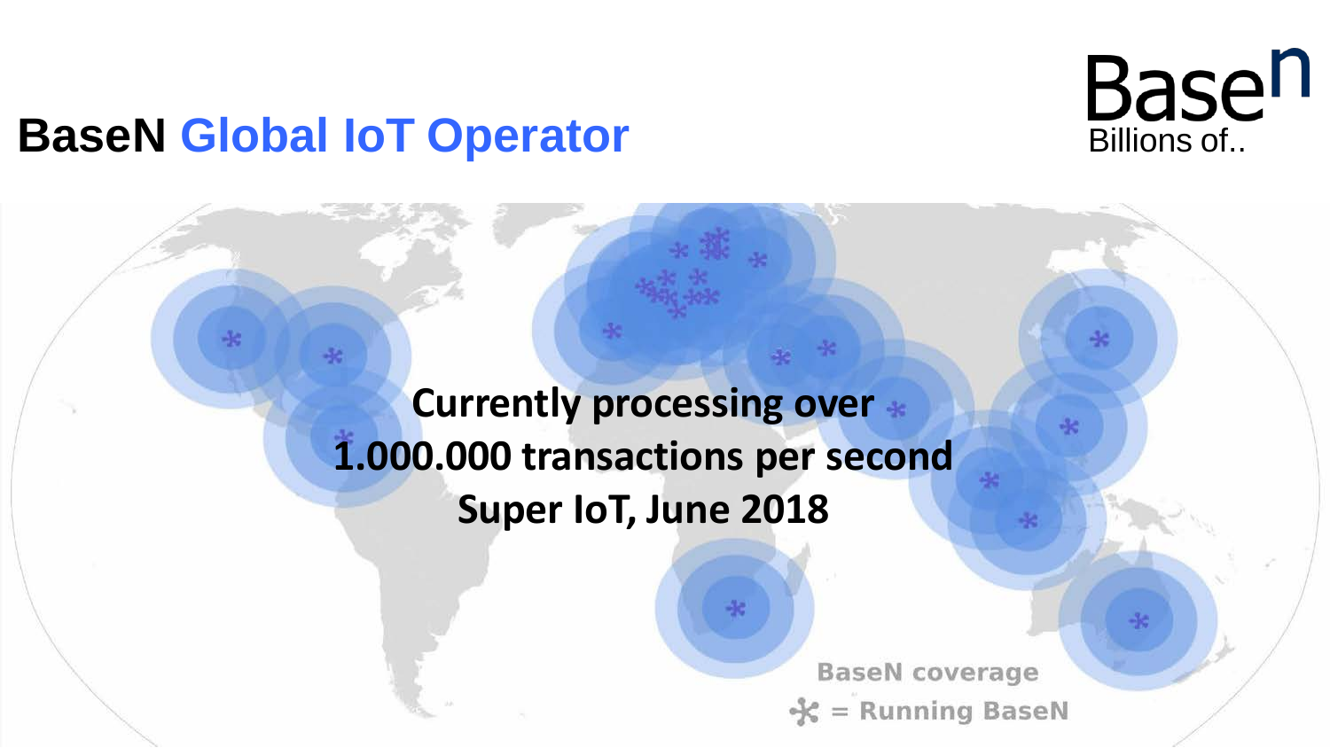# BaseN Global IoT Operator

Basen
Billions of..

**Currently processing over**
**1.000.000 transactions per second**
**Super IoT, June 2018**

BaseN coverage
* = Running BaseN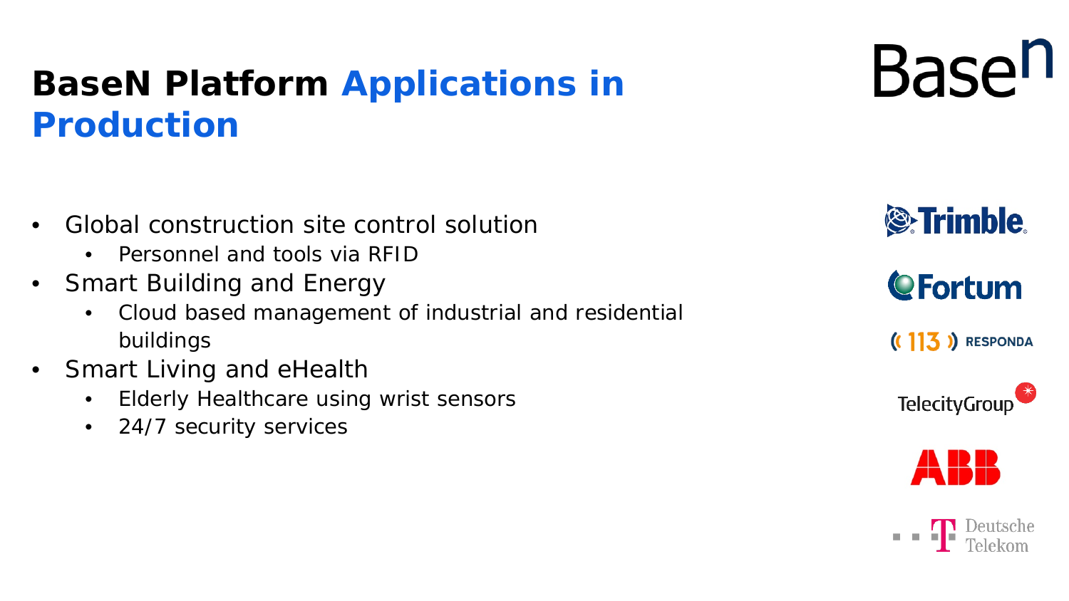# BaseN Platform Applications in Production

BaseN

- Global construction site control solution
  - Personnel and tools via RFID
- Smart Building and Energy
  - Cloud based management of industrial and residential buildings
- Smart Living and eHealth
  - Elderly Healthcare using wrist sensors
  - 24/7 security services

Trimble

Fortum

113 RESPONDA

TelecityGroup

ABB

Deutsche Telekom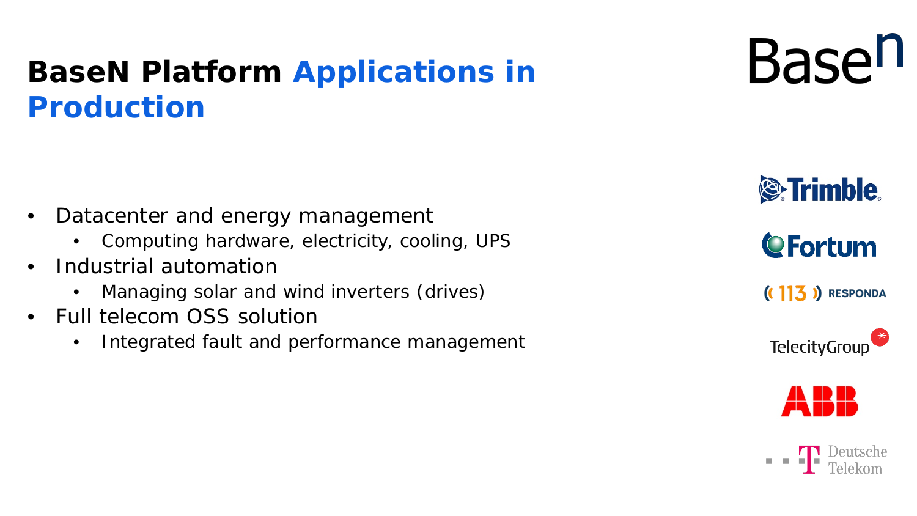# BaseN Platform Applications in Production

- Datacenter and energy management
  - Computing hardware, electricity, cooling, UPS
- Industrial automation
  - Managing solar and wind inverters (drives)
- Full telecom OSS solution
  - Integrated fault and performance management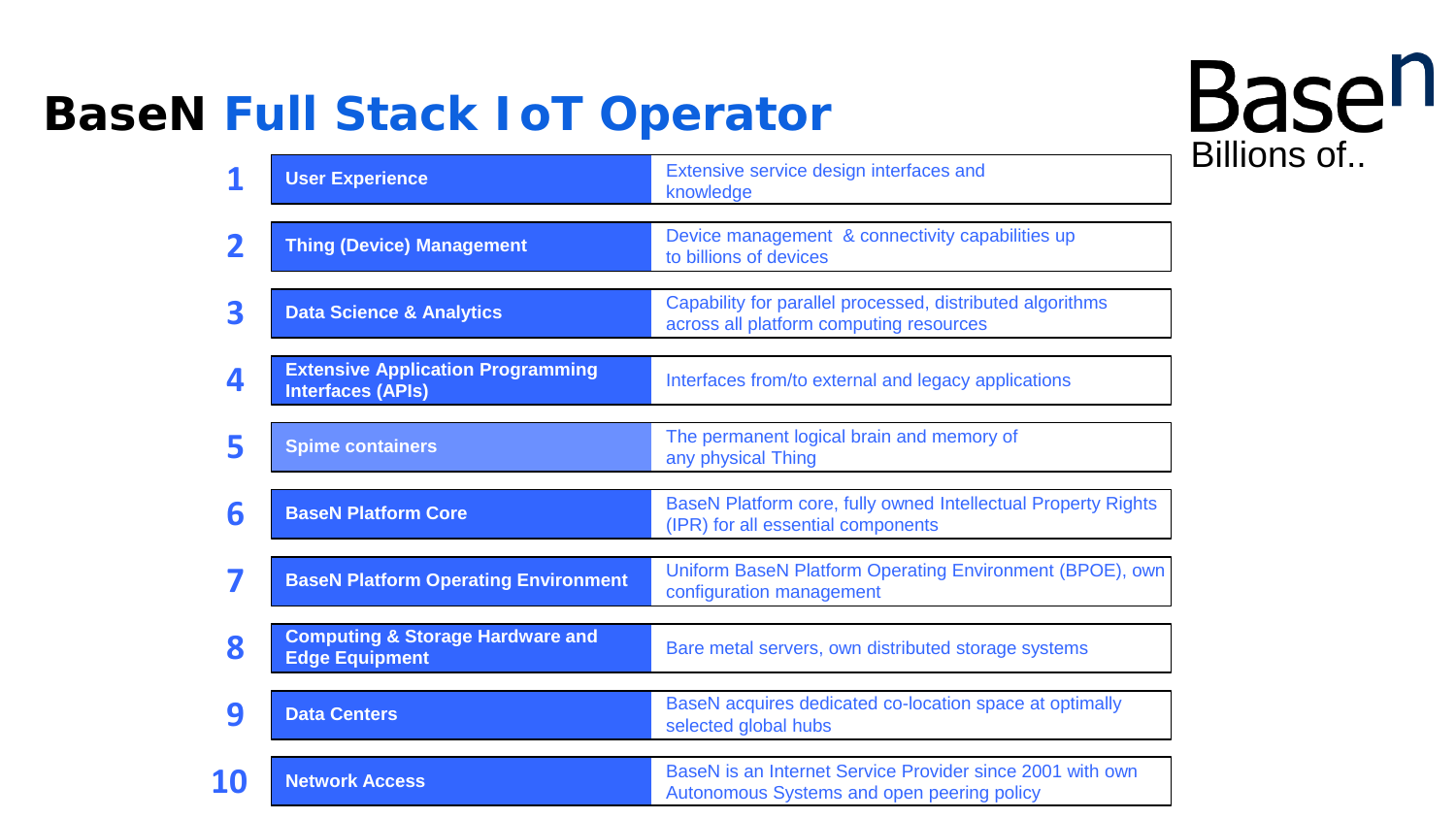# BaseN Full Stack IoT Operator

Basen
Billions of..

| # | Layer | Description |
|---|---|---|
| 1 | User Experience | Extensive service design interfaces and knowledge |
| 2 | Thing (Device) Management | Device management & connectivity capabilities up to billions of devices |
| 3 | Data Science & Analytics | Capability for parallel processed, distributed algorithms across all platform computing resources |
| 4 | Extensive Application Programming Interfaces (APIs) | Interfaces from/to external and legacy applications |
| 5 | Spime containers | The permanent logical brain and memory of any physical Thing |
| 6 | BaseN Platform Core | BaseN Platform core, fully owned Intellectual Property Rights (IPR) for all essential components |
| 7 | BaseN Platform Operating Environment | Uniform BaseN Platform Operating Environment (BPOE), own configuration management |
| 8 | Computing & Storage Hardware and Edge Equipment | Bare metal servers, own distributed storage systems |
| 9 | Data Centers | BaseN acquires dedicated co-location space at optimally selected global hubs |
| 10 | Network Access | BaseN is an Internet Service Provider since 2001 with own Autonomous Systems and open peering policy |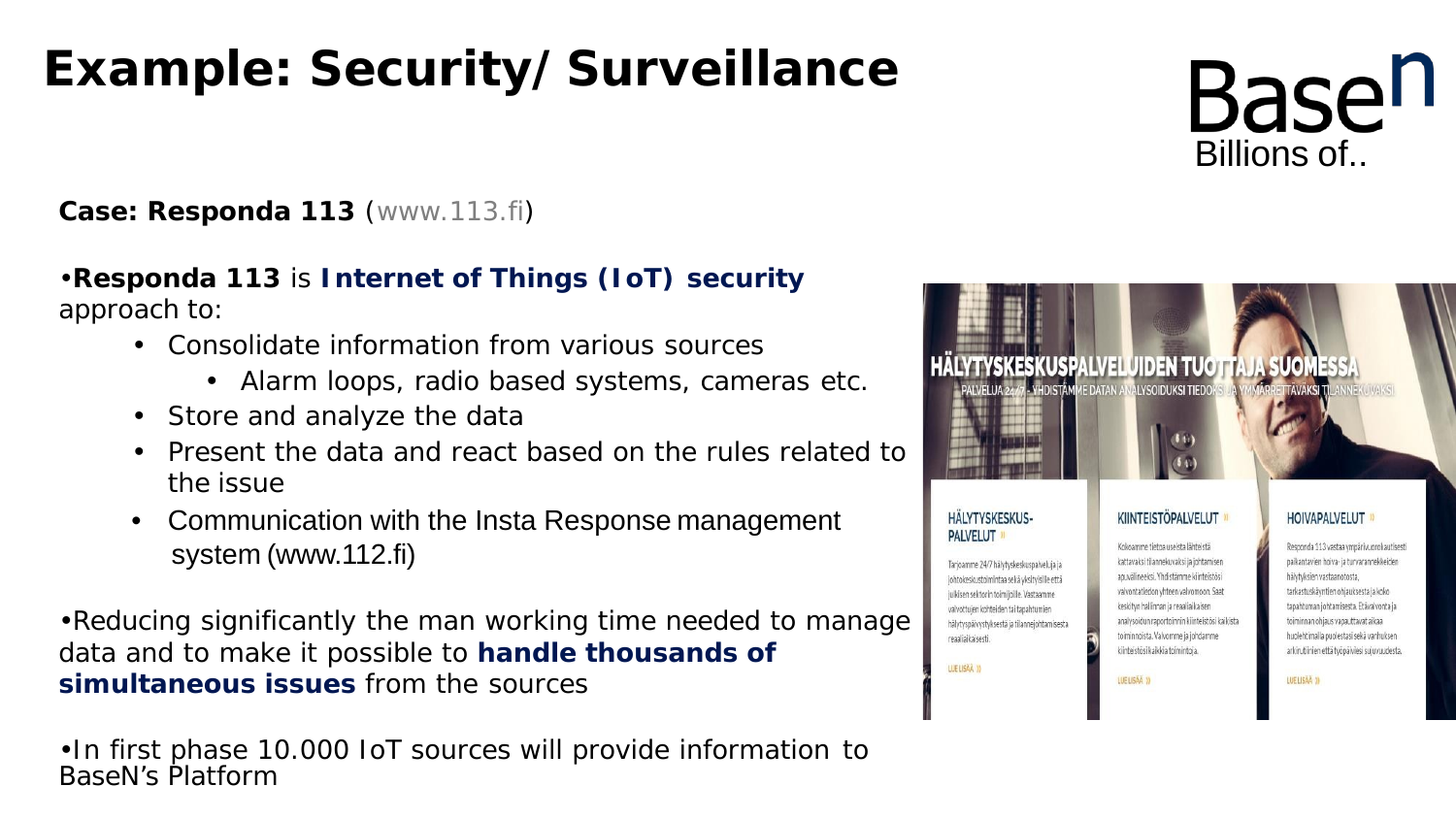# Example: Security/ Surveillance

Base^n
Billions of..

**Case: Responda 113** (www.113.fi)

- **Responda 113** is **Internet of Things (IoT) security** approach to:
  - Consolidate information from various sources
    - Alarm loops, radio based systems, cameras etc.
  - Store and analyze the data
  - Present the data and react based on the rules related to the issue
  - Communication with the Insta Response management system (www.112.fi)
- Reducing significantly the man working time needed to manage data and to make it possible to **handle thousands of simultaneous issues** from the sources
- In first phase 10.000 IoT sources will provide information to BaseN's Platform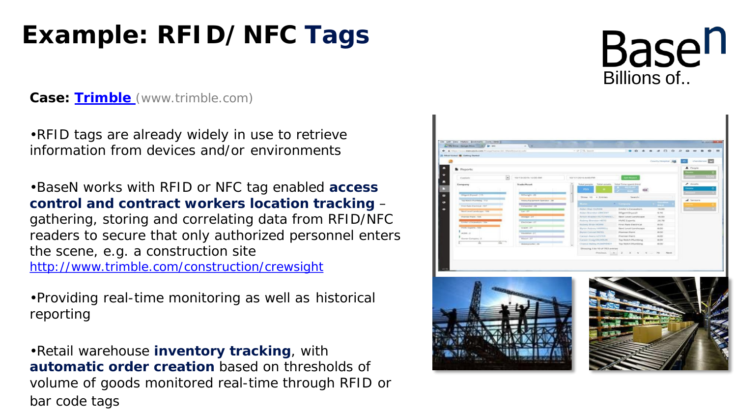# Example: RFID/NFC Tags

Base^n
Billions of..

**Case: [Trimble](http://www.trimble.com)** (www.trimble.com)

- RFID tags are already widely in use to retrieve information from devices and/or environments
- BaseN works with RFID or NFC tag enabled **access control and contract workers location tracking** – gathering, storing and correlating data from RFID/NFC readers to secure that only authorized personnel enters the scene, e.g. a construction site [http://www.trimble.com/construction/crewsight](http://www.trimble.com/construction/crewsight)
- Providing real-time monitoring as well as historical reporting
- Retail warehouse **inventory tracking**, with **automatic order creation** based on thresholds of volume of goods monitored real-time through RFID or bar code tags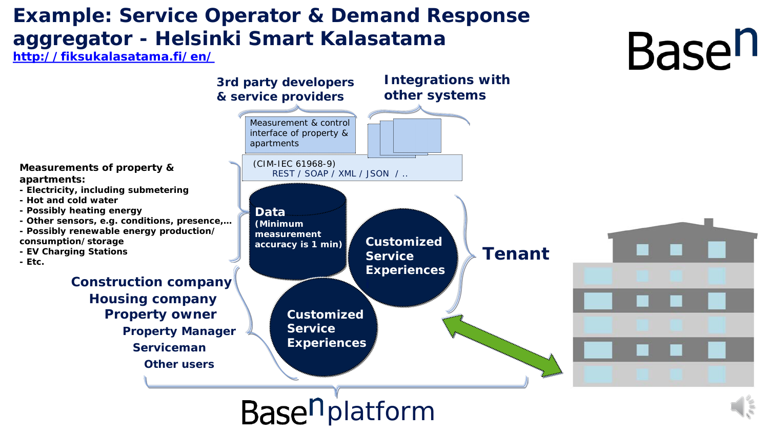# Example: Service Operator & Demand Response aggregator - Helsinki Smart Kalasatama

http://fiksukalasatama.fi/en/

Base$^{n}$

**3rd party developers & service providers**

**Integrations with other systems**

Measurement & control interface of property & apartments

(CIM-IEC 61968-9)
REST / SOAP / XML / JSON / ..

**Measurements of property & apartments:**
- Electricity, including submetering
- Hot and cold water
- Possibly heating energy
- Other sensors, e.g. conditions, presence,…
- Possibly renewable energy production/consumption/storage
- EV Charging Stations
- Etc.

**Data (Minimum measurement accuracy is 1 min)**

**Customized Service Experiences**

**Tenant**

**Construction company**
**Housing company**
**Property owner**
**Property Manager**
**Serviceman**
**Other users**

**Customized Service Experiences**

Base$^{n}$ platform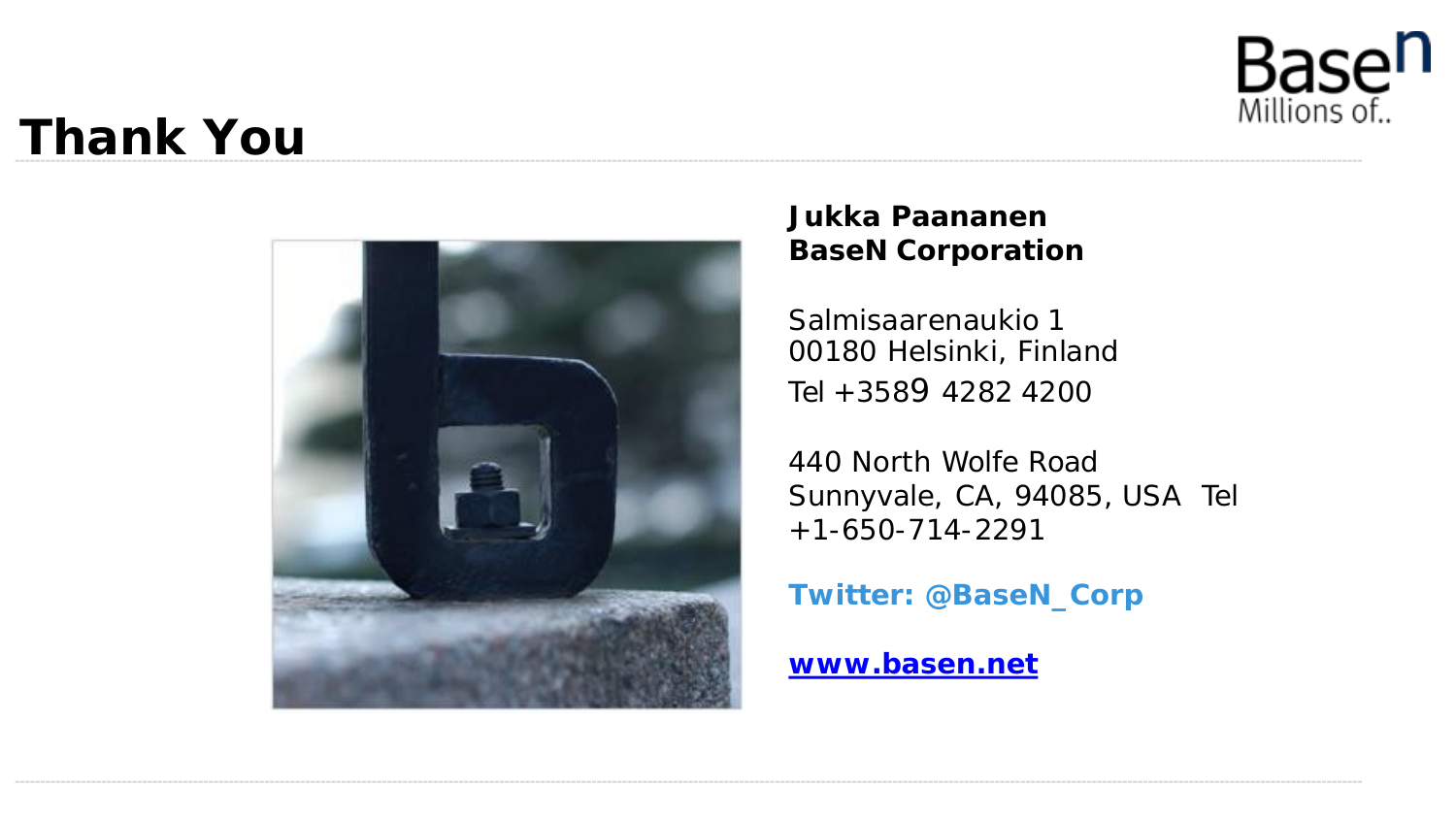# Thank You

**Jukka Paananen**
**BaseN Corporation**

Salmisaarenaukio 1
00180 Helsinki, Finland
Tel +3589 4282 4200

440 North Wolfe Road
Sunnyvale, CA, 94085, USA Tel
+1-650-714-2291

**Twitter: @BaseN_Corp**

**www.basen.net**